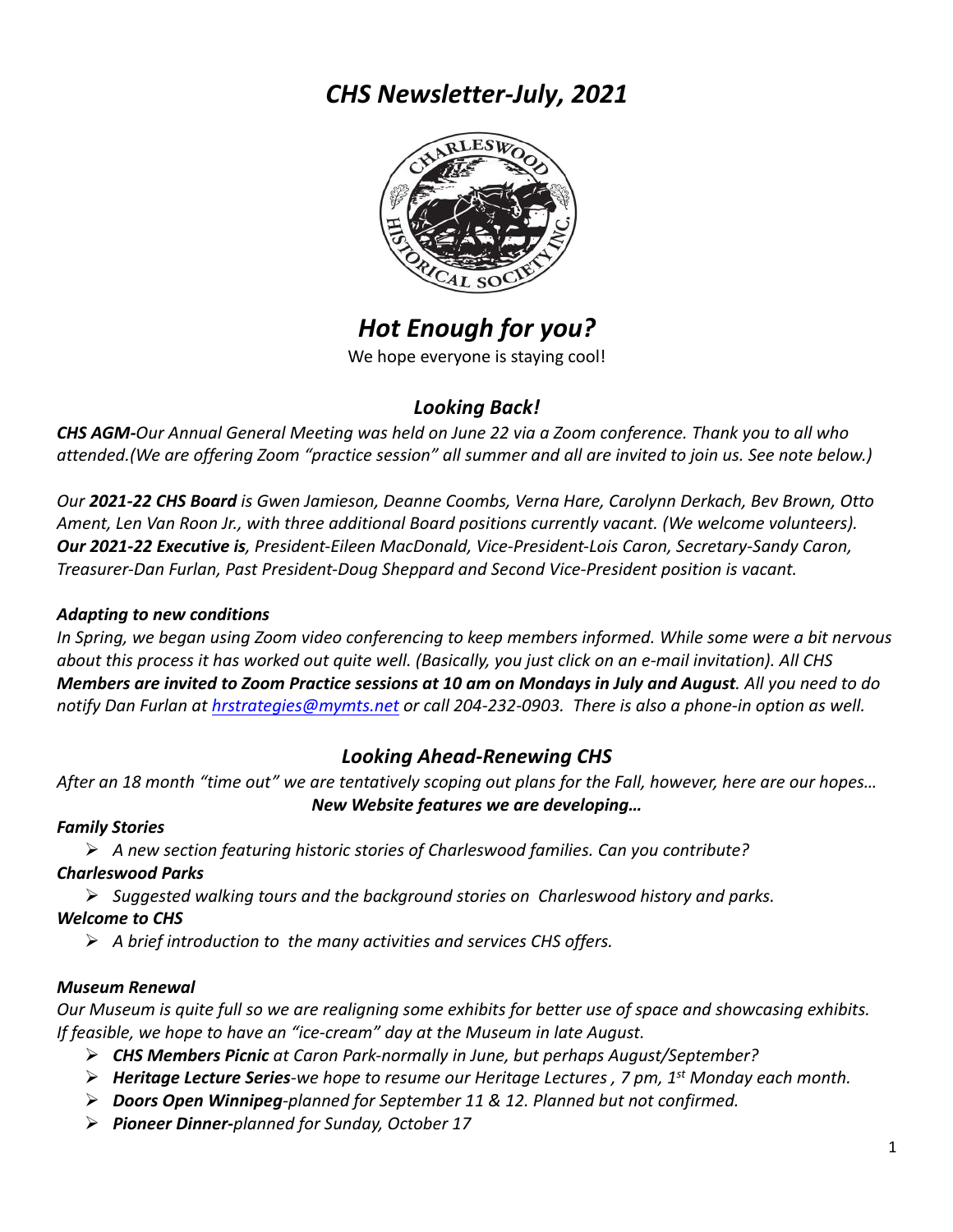# *CHS Newsletter-July, 2021*

## *Hot Enough for you?*

We hope everyone is staying cool!

### *Looking Back!*

***CHS AGM-****Our Annual General Meeting was held on June 22 via a Zoom conference. Thank you to all who attended.(We are offering Zoom "practice session" all summer and all are invited to join us. See note below.)*

*Our* ***2021-22 CHS Board*** *is Gwen Jamieson, Deanne Coombs, Verna Hare, Carolynn Derkach, Bev Brown, Otto Ament, Len Van Roon Jr., with three additional Board positions currently vacant. (We welcome volunteers).* ***Our 2021-22 Executive is****, President-Eileen MacDonald, Vice-President-Lois Caron, Secretary-Sandy Caron, Treasurer-Dan Furlan, Past President-Doug Sheppard and Second Vice-President position is vacant.*

#### *Adapting to new conditions*

*In Spring, we began using Zoom video conferencing to keep members informed. While some were a bit nervous about this process it has worked out quite well. (Basically, you just click on an e-mail invitation). All CHS* ***Members are invited to Zoom Practice sessions at 10 am on Mondays in July and August****. All you need to do notify Dan Furlan at [hrstrategies@mymts.net](mailto:hrstrategies@mymts.net) or call 204-232-0903. There is also a phone-in option as well.*

### *Looking Ahead-Renewing CHS*

*After an 18 month "time out" we are tentatively scoping out plans for the Fall, however, here are our hopes…*

***New Website features we are developing…***

***Family Stories***

- *A new section featuring historic stories of Charleswood families. Can you contribute?*

***Charleswood Parks***

- *Suggested walking tours and the background stories on Charleswood history and parks.*

***Welcome to CHS***

- *A brief introduction to the many activities and services CHS offers.*

***Museum Renewal***

*Our Museum is quite full so we are realigning some exhibits for better use of space and showcasing exhibits. If feasible, we hope to have an "ice-cream" day at the Museum in late August.*

- ***CHS Members Picnic*** *at Caron Park-normally in June, but perhaps August/September?*
- ***Heritage Lecture Series****-we hope to resume our Heritage Lectures , 7 pm, 1st Monday each month.*
- ***Doors Open Winnipeg****-planned for September 11 & 12. Planned but not confirmed.*
- ***Pioneer Dinner-****planned for Sunday, October 17*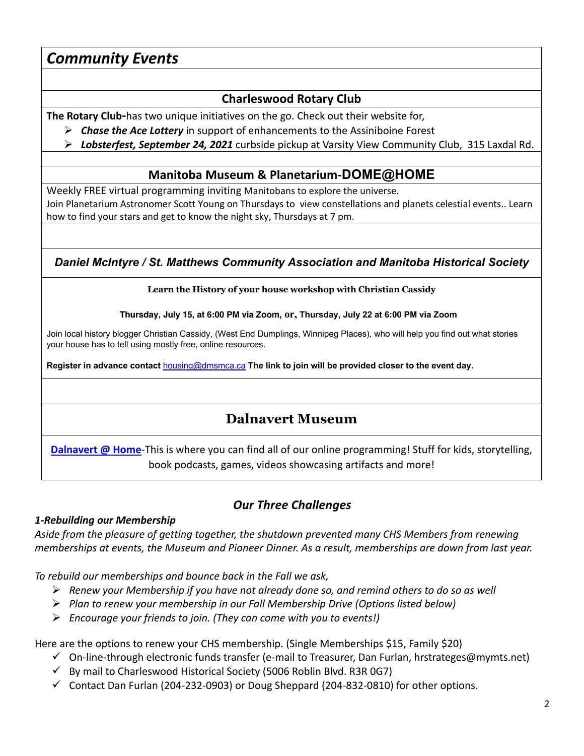## *Community Events*

### Charleswood Rotary Club

**The Rotary Club-**has two unique initiatives on the go. Check out their website for,

- ***Chase the Ace Lottery*** in support of enhancements to the Assiniboine Forest
- ***Lobsterfest, September 24, 2021*** curbside pickup at Varsity View Community Club, 315 Laxdal Rd.

### Manitoba Museum & Planetarium-DOME@HOME

Weekly FREE virtual programming inviting Manitobans to explore the universe.
Join Planetarium Astronomer Scott Young on Thursdays to view constellations and planets celestial events.. Learn how to find your stars and get to know the night sky, Thursdays at 7 pm.

### *Daniel McIntyre / St. Matthews Community Association and Manitoba Historical Society*

**Learn the History of your house workshop with Christian Cassidy**

**Thursday, July 15, at 6:00 PM via Zoom, or, Thursday, July 22 at 6:00 PM via Zoom**

Join local history blogger Christian Cassidy, (West End Dumplings, Winnipeg Places), who will help you find out what stories your house has to tell using mostly free, online resources.

**Register in advance contact** housing@dmsmca.ca **The link to join will be provided closer to the event day.**

### Dalnavert Museum

**Dalnavert @ Home**-This is where you can find all of our online programming! Stuff for kids, storytelling, book podcasts, games, videos showcasing artifacts and more!

## *Our Three Challenges*

***1-Rebuilding our Membership***

*Aside from the pleasure of getting together, the shutdown prevented many CHS Members from renewing memberships at events, the Museum and Pioneer Dinner. As a result, memberships are down from last year.*

*To rebuild our memberships and bounce back in the Fall we ask,*

- *Renew your Membership if you have not already done so, and remind others to do so as well*
- *Plan to renew your membership in our Fall Membership Drive (Options listed below)*
- *Encourage your friends to join. (They can come with you to events!)*

Here are the options to renew your CHS membership. (Single Memberships $15, Family $20)

- ✓ On-line-through electronic funds transfer (e-mail to Treasurer, Dan Furlan, hrstrateges@mymts.net)
- ✓ By mail to Charleswood Historical Society (5006 Roblin Blvd. R3R 0G7)
- ✓ Contact Dan Furlan (204-232-0903) or Doug Sheppard (204-832-0810) for other options.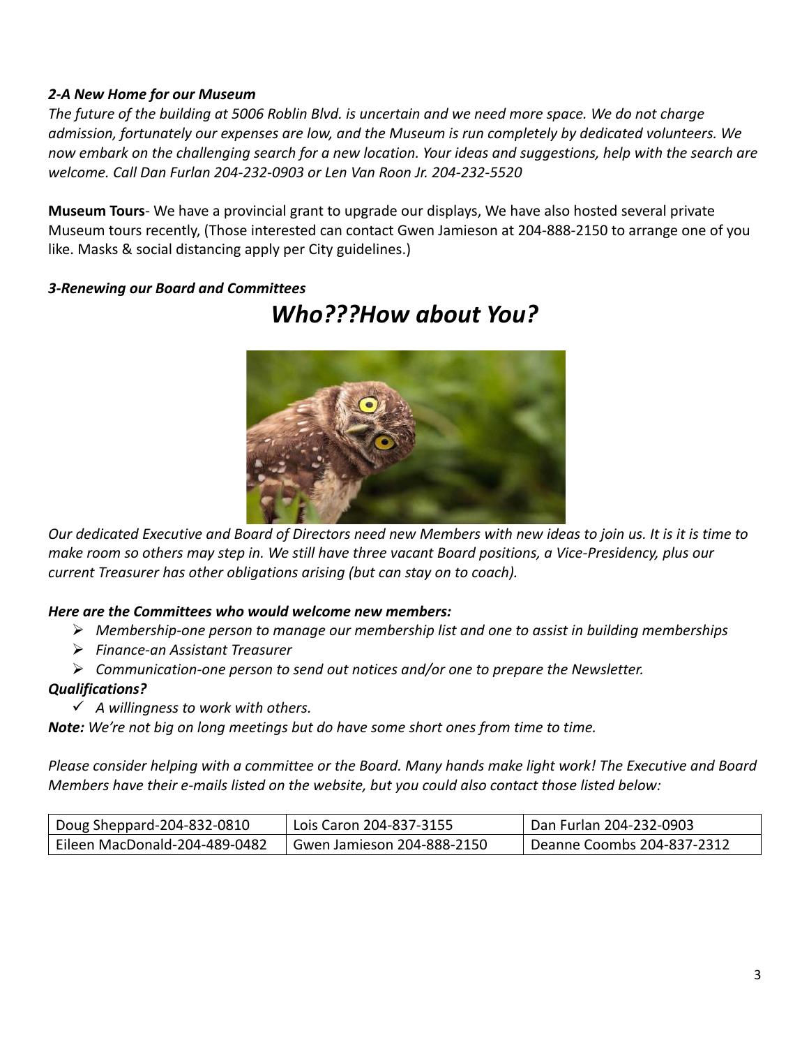*__2-A New Home for our Museum__*

*The future of the building at 5006 Roblin Blvd. is uncertain and we need more space. We do not charge admission, fortunately our expenses are low, and the Museum is run completely by dedicated volunteers. We now embark on the challenging search for a new location. Your ideas and suggestions, help with the search are welcome. Call Dan Furlan 204-232-0903 or Len Van Roon Jr. 204-232-5520*

**Museum Tours**- We have a provincial grant to upgrade our displays, We have also hosted several private Museum tours recently, (Those interested can contact Gwen Jamieson at 204-888-2150 to arrange one of you like. Masks & social distancing apply per City guidelines.)

*__3-Renewing our Board and Committees__*

# *Who???How about You?*

*Our dedicated Executive and Board of Directors need new Members with new ideas to join us. It is it is time to make room so others may step in. We still have three vacant Board positions, a Vice-Presidency, plus our current Treasurer has other obligations arising (but can stay on to coach).*

*__Here are the Committees who would welcome new members:__*

- *Membership-one person to manage our membership list and one to assist in building memberships*
- *Finance-an Assistant Treasurer*
- *Communication-one person to send out notices and/or one to prepare the Newsletter.*

*__Qualifications?__*

- ✓ *A willingness to work with others.*

***Note:*** *We're not big on long meetings but do have some short ones from time to time.*

*Please consider helping with a committee or the Board. Many hands make light work! The Executive and Board Members have their e-mails listed on the website, but you could also contact those listed below:*

| | | |
|---|---|---|
| Doug Sheppard-204-832-0810 | Lois Caron 204-837-3155 | Dan Furlan 204-232-0903 |
| Eileen MacDonald-204-489-0482 | Gwen Jamieson 204-888-2150 | Deanne Coombs 204-837-2312 |